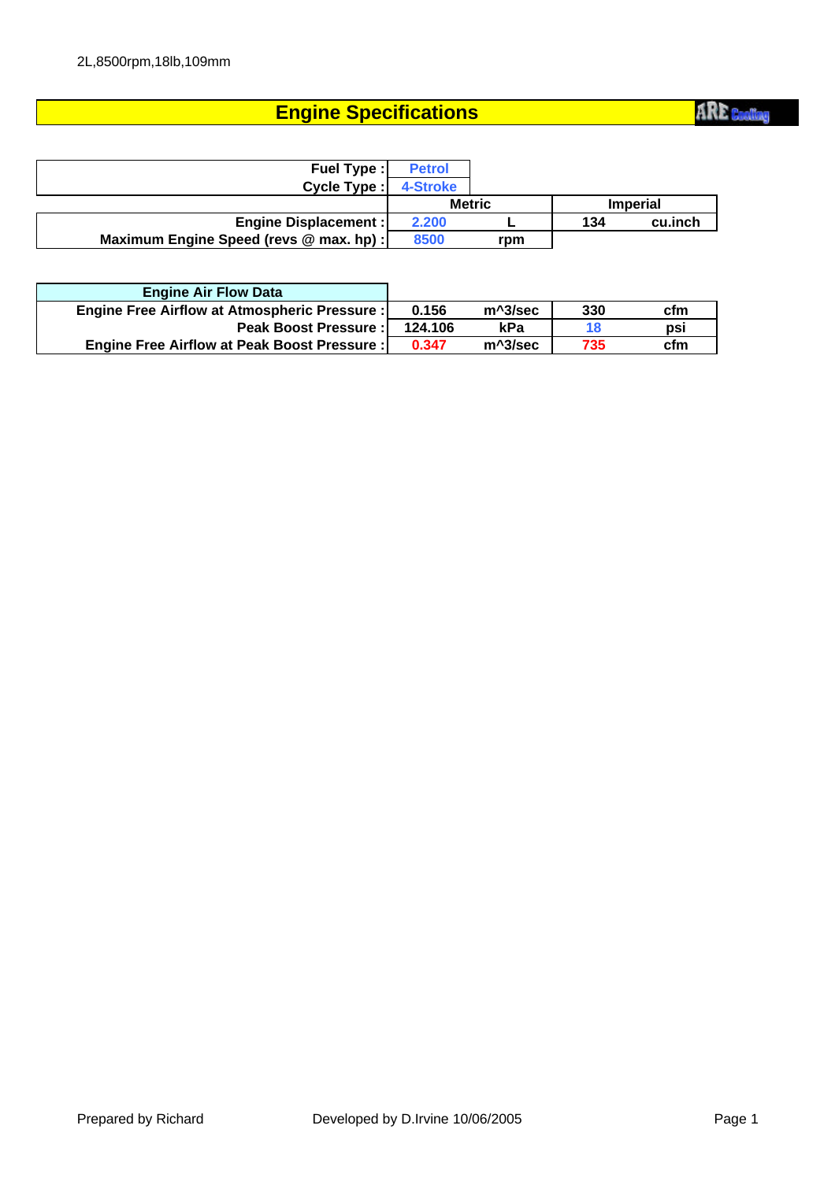2L,8500rpm,18lb,109mm

# Engine Specifications

ARE Cooling

| | Metric | | Imperial | |
|---|---|---|---|---|
| Fuel Type : | Petrol | | | |
| Cycle Type : | 4-Stroke | | | |
| Engine Displacement : | 2.200 | L | 134 | cu.inch |
| Maximum Engine Speed (revs @ max. hp) : | 8500 | rpm | | |

| Engine Air Flow Data | | | | |
|---|---|---|---|---|
| Engine Free Airflow at Atmospheric Pressure : | 0.156 | m^3/sec | 330 | cfm |
| Peak Boost Pressure : | 124.106 | kPa | 18 | psi |
| Engine Free Airflow at Peak Boost Pressure : | 0.347 | m^3/sec | 735 | cfm |

Prepared by Richard    Developed by D.Irvine 10/06/2005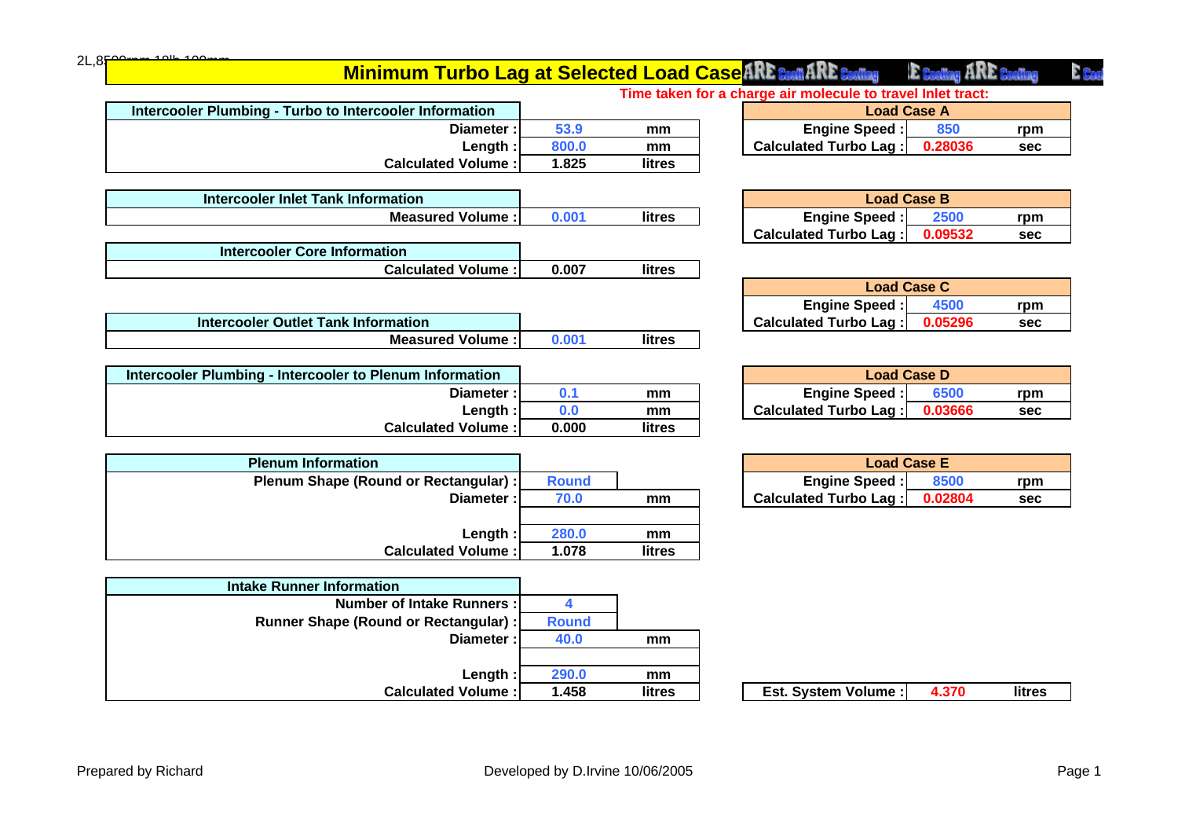2L,8500rpm 19lb 100mm

# Minimum Turbo Lag at Selected Load Case

ARE Cooling ARE Cooling ARE Cooling ARE Cooling

| Intercooler Plumbing - Turbo to Intercooler Information | | |
|---|---|---|
| Diameter : | 53.9 | mm |
| Length : | 800.0 | mm |
| Calculated Volume : | 1.825 | litres |

| Intercooler Inlet Tank Information | | |
|---|---|---|
| Measured Volume : | 0.001 | litres |

| Intercooler Core Information | | |
|---|---|---|
| Calculated Volume : | 0.007 | litres |

| Intercooler Outlet Tank Information | | |
|---|---|---|
| Measured Volume : | 0.001 | litres |

| Intercooler Plumbing - Intercooler to Plenum Information | | |
|---|---|---|
| Diameter : | 0.1 | mm |
| Length : | 0.0 | mm |
| Calculated Volume : | 0.000 | litres |

| Plenum Information | | |
|---|---|---|
| Plenum Shape (Round or Rectangular) : | Round | |
| Diameter : | 70.0 | mm |
| | | |
| Length : | 280.0 | mm |
| Calculated Volume : | 1.078 | litres |

| Intake Runner Information | | |
|---|---|---|
| Number of Intake Runners : | 4 | |
| Runner Shape (Round or Rectangular) : | Round | |
| Diameter : | 40.0 | mm |
| | | |
| Length : | 290.0 | mm |
| Calculated Volume : | 1.458 | litres |

**Time taken for a charge air molecule to travel Inlet tract:**

| Load Case A | | |
|---|---|---|
| Engine Speed : | 850 | rpm |
| Calculated Turbo Lag : | 0.28036 | sec |

| Load Case B | | |
|---|---|---|
| Engine Speed : | 2500 | rpm |
| Calculated Turbo Lag : | 0.09532 | sec |

| Load Case C | | |
|---|---|---|
| Engine Speed : | 4500 | rpm |
| Calculated Turbo Lag : | 0.05296 | sec |

| Load Case D | | |
|---|---|---|
| Engine Speed : | 6500 | rpm |
| Calculated Turbo Lag : | 0.03666 | sec |

| Load Case E | | |
|---|---|---|
| Engine Speed : | 8500 | rpm |
| Calculated Turbo Lag : | 0.02804 | sec |

| Est. System Volume : | 4.370 | litres |
|---|---|---|

Prepared by Richard

Developed by D.Irvine 10/06/2005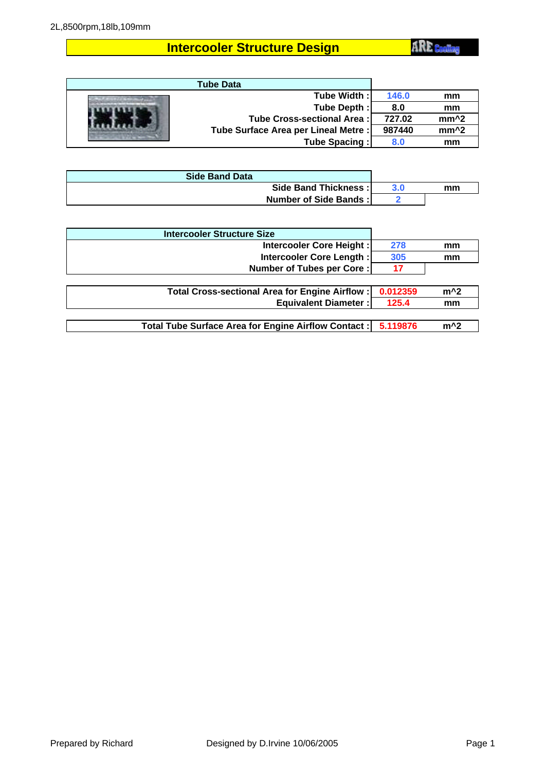2L,8500rpm,18lb,109mm

# Intercooler Structure Design

ARE Cooling

| Tube Data | | |
|---|---|---|
| Tube Width : | 146.0 | mm |
| Tube Depth : | 8.0 | mm |
| Tube Cross-sectional Area : | 727.02 | mm^2 |
| Tube Surface Area per Lineal Metre : | 987440 | mm^2 |
| Tube Spacing : | 8.0 | mm |

| Side Band Data | | |
|---|---|---|
| Side Band Thickness : | 3.0 | mm |
| Number of Side Bands : | 2 | |

| Intercooler Structure Size | | |
|---|---|---|
| Intercooler Core Height : | 278 | mm |
| Intercooler Core Length : | 305 | mm |
| Number of Tubes per Core : | 17 | |

| | | |
|---|---|---|
| Total Cross-sectional Area for Engine Airflow : | 0.012359 | m^2 |
| Equivalent Diameter : | 125.4 | mm |

| | | |
|---|---|---|
| Total Tube Surface Area for Engine Airflow Contact : | 5.119876 | m^2 |

Prepared by Richard

Designed by D.Irvine 10/06/2005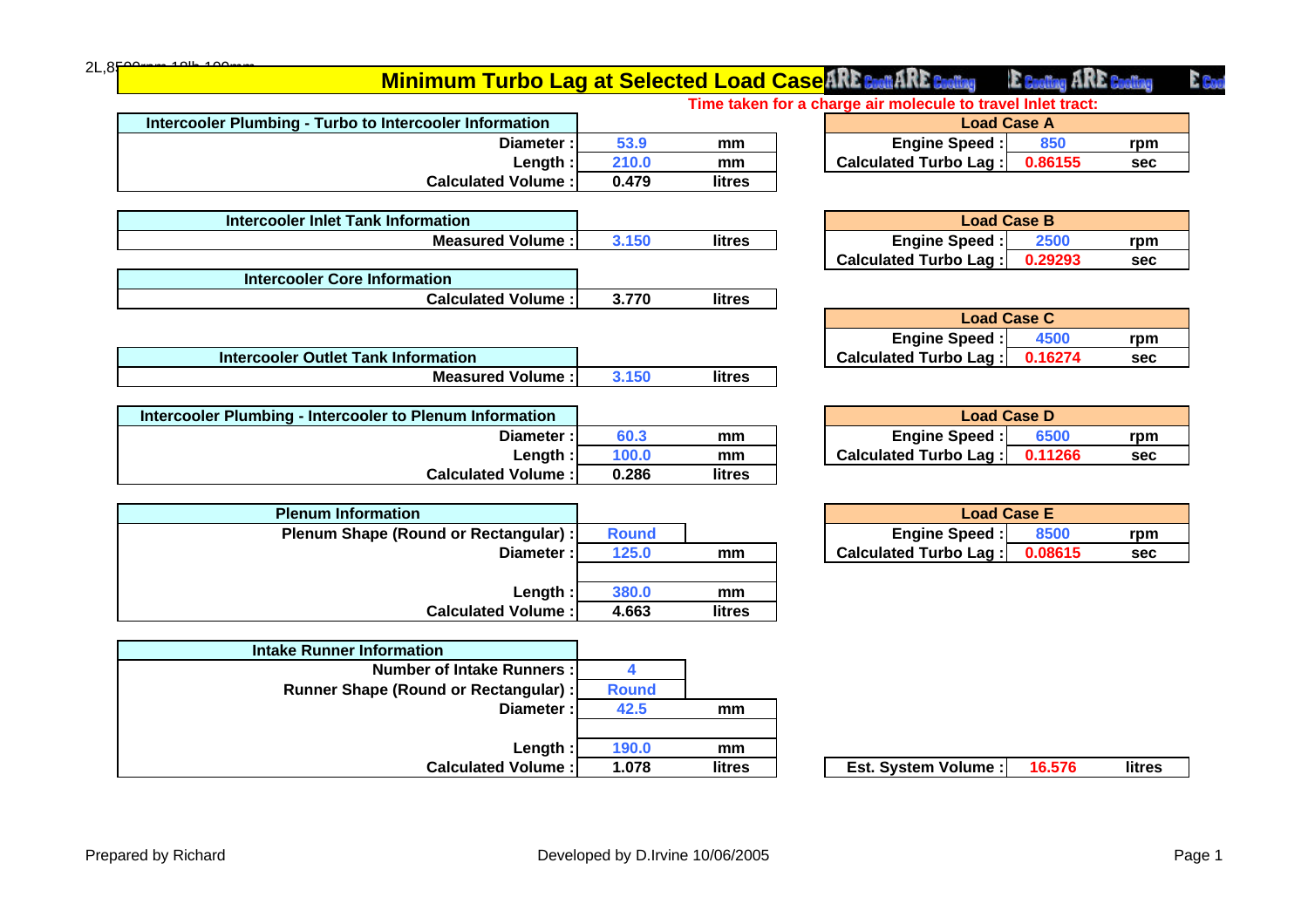2L,8500rpm 10lb 100mm

# Minimum Turbo Lag at Selected Load Case

**Time taken for a charge air molecule to travel Inlet tract:**

| Intercooler Plumbing - Turbo to Intercooler Information | | |
|---|---|---|
| Diameter : | 53.9 | mm |
| Length : | 210.0 | mm |
| Calculated Volume : | 0.479 | litres |

| Intercooler Inlet Tank Information | | |
|---|---|---|
| Measured Volume : | 3.150 | litres |

| Intercooler Core Information | | |
|---|---|---|
| Calculated Volume : | 3.770 | litres |

| Intercooler Outlet Tank Information | | |
|---|---|---|
| Measured Volume : | 3.150 | litres |

| Intercooler Plumbing - Intercooler to Plenum Information | | |
|---|---|---|
| Diameter : | 60.3 | mm |
| Length : | 100.0 | mm |
| Calculated Volume : | 0.286 | litres |

| Plenum Information | | |
|---|---|---|
| Plenum Shape (Round or Rectangular) : | Round | |
| Diameter : | 125.0 | mm |
| | | |
| Length : | 380.0 | mm |
| Calculated Volume : | 4.663 | litres |

| Intake Runner Information | | |
|---|---|---|
| Number of Intake Runners : | 4 | |
| Runner Shape (Round or Rectangular) : | Round | |
| Diameter : | 42.5 | mm |
| | | |
| Length : | 190.0 | mm |
| Calculated Volume : | 1.078 | litres |

| Load Case A | | |
|---|---|---|
| Engine Speed : | 850 | rpm |
| Calculated Turbo Lag : | 0.86155 | sec |

| Load Case B | | |
|---|---|---|
| Engine Speed : | 2500 | rpm |
| Calculated Turbo Lag : | 0.29293 | sec |

| Load Case C | | |
|---|---|---|
| Engine Speed : | 4500 | rpm |
| Calculated Turbo Lag : | 0.16274 | sec |

| Load Case D | | |
|---|---|---|
| Engine Speed : | 6500 | rpm |
| Calculated Turbo Lag : | 0.11266 | sec |

| Load Case E | | |
|---|---|---|
| Engine Speed : | 8500 | rpm |
| Calculated Turbo Lag : | 0.08615 | sec |

| Est. System Volume : | 16.576 | litres |
|---|---|---|

Prepared by Richard

Developed by D.Irvine 10/06/2005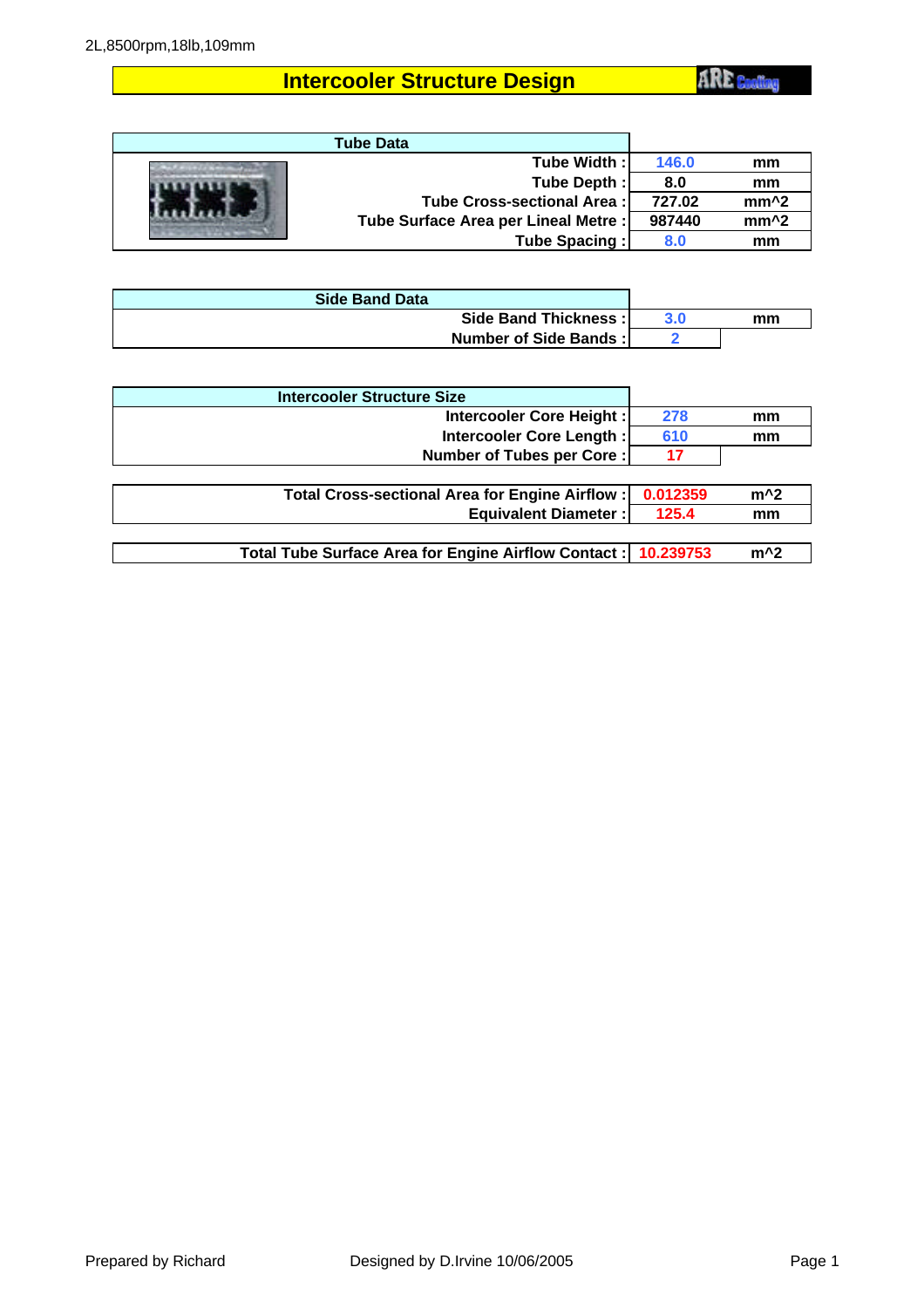2L,8500rpm,18lb,109mm

# Intercooler Structure Design

ARE Cooling

| Tube Data | | |
|---|---|---|
| Tube Width : | 146.0 | mm |
| Tube Depth : | 8.0 | mm |
| Tube Cross-sectional Area : | 727.02 | mm^2 |
| Tube Surface Area per Lineal Metre : | 987440 | mm^2 |
| Tube Spacing : | 8.0 | mm |

| Side Band Data | | |
|---|---|---|
| Side Band Thickness : | 3.0 | mm |
| Number of Side Bands : | 2 | |

| Intercooler Structure Size | | |
|---|---|---|
| Intercooler Core Height : | 278 | mm |
| Intercooler Core Length : | 610 | mm |
| Number of Tubes per Core : | 17 | |

| | | |
|---|---|---|
| Total Cross-sectional Area for Engine Airflow : | 0.012359 | m^2 |
| Equivalent Diameter : | 125.4 | mm |

| | | |
|---|---|---|
| Total Tube Surface Area for Engine Airflow Contact : | 10.239753 | m^2 |

Prepared by Richard

Designed by D.Irvine 10/06/2005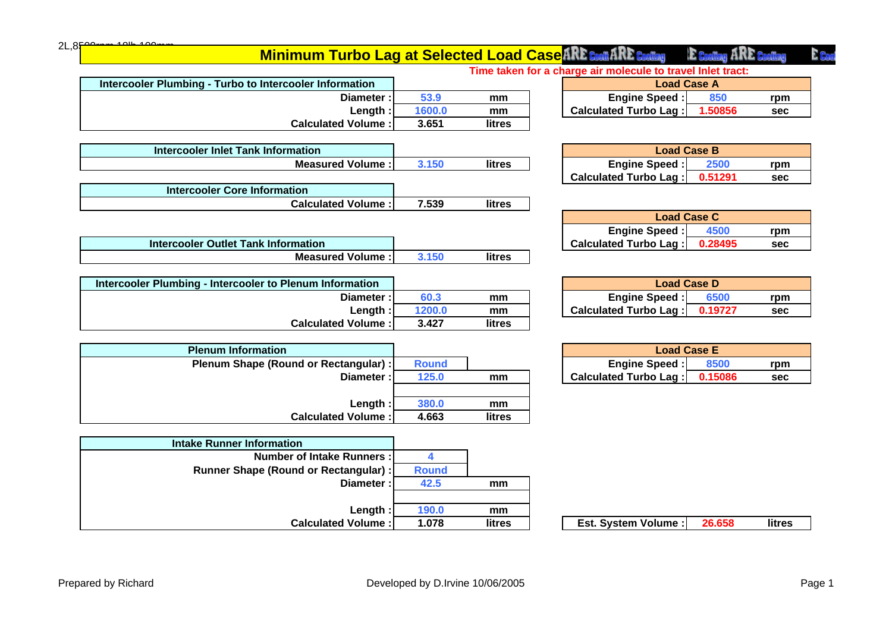2L,8500rpm 18lb 100mm

# Minimum Turbo Lag at Selected Load Case

**Time taken for a charge air molecule to travel Inlet tract:**

| Intercooler Plumbing - Turbo to Intercooler Information | | |
|---|---|---|
| Diameter : | 53.9 | mm |
| Length : | 1600.0 | mm |
| Calculated Volume : | 3.651 | litres |

| Intercooler Inlet Tank Information | | |
|---|---|---|
| Measured Volume : | 3.150 | litres |

| Intercooler Core Information | | |
|---|---|---|
| Calculated Volume : | 7.539 | litres |

| Intercooler Outlet Tank Information | | |
|---|---|---|
| Measured Volume : | 3.150 | litres |

| Intercooler Plumbing - Intercooler to Plenum Information | | |
|---|---|---|
| Diameter : | 60.3 | mm |
| Length : | 1200.0 | mm |
| Calculated Volume : | 3.427 | litres |

| Plenum Information | | |
|---|---|---|
| Plenum Shape (Round or Rectangular) : | Round | |
| Diameter : | 125.0 | mm |
| | | |
| Length : | 380.0 | mm |
| Calculated Volume : | 4.663 | litres |

| Intake Runner Information | | |
|---|---|---|
| Number of Intake Runners : | 4 | |
| Runner Shape (Round or Rectangular) : | Round | |
| Diameter : | 42.5 | mm |
| | | |
| Length : | 190.0 | mm |
| Calculated Volume : | 1.078 | litres |

| Load Case A | | |
|---|---|---|
| Engine Speed : | 850 | rpm |
| Calculated Turbo Lag : | 1.50856 | sec |

| Load Case B | | |
|---|---|---|
| Engine Speed : | 2500 | rpm |
| Calculated Turbo Lag : | 0.51291 | sec |

| Load Case C | | |
|---|---|---|
| Engine Speed : | 4500 | rpm |
| Calculated Turbo Lag : | 0.28495 | sec |

| Load Case D | | |
|---|---|---|
| Engine Speed : | 6500 | rpm |
| Calculated Turbo Lag : | 0.19727 | sec |

| Load Case E | | |
|---|---|---|
| Engine Speed : | 8500 | rpm |
| Calculated Turbo Lag : | 0.15086 | sec |

| | | |
|---|---|---|
| Est. System Volume : | 26.658 | litres |

Prepared by Richard

Developed by D.Irvine 10/06/2005